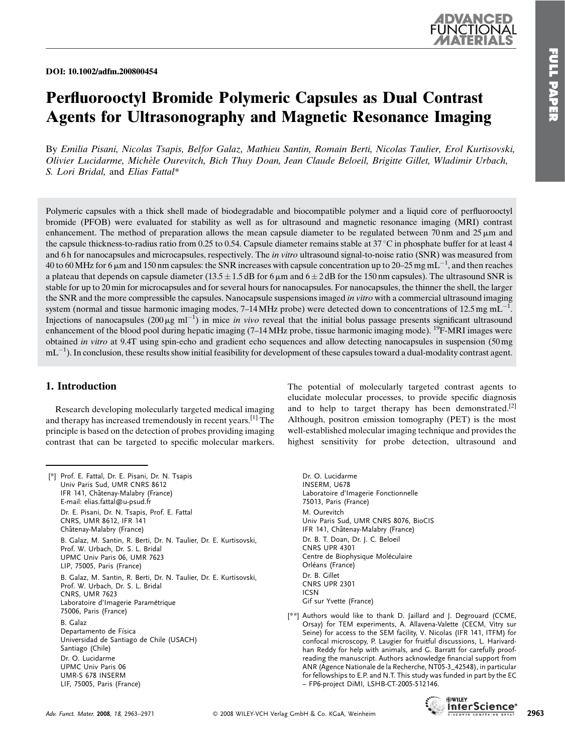DOI: 10.1002/adfm.200800454

# Perfluorooctyl Bromide Polymeric Capsules as Dual Contrast Agents for Ultrasonography and Magnetic Resonance Imaging

By *Emilia Pisani, Nicolas Tsapis, Belfor Galaz, Mathieu Santin, Romain Berti, Nicolas Taulier, Erol Kurtisovski, Olivier Lucidarme, Michèle Ourevitch, Bich Thuy Doan, Jean Claude Beloeil, Brigitte Gillet, Wladimir Urbach, S. Lori Bridal,* and *Elias Fattal**

Polymeric capsules with a thick shell made of biodegradable and biocompatible polymer and a liquid core of perfluorooctyl bromide (PFOB) were evaluated for stability as well as for ultrasound and magnetic resonance imaging (MRI) contrast enhancement. The method of preparation allows the mean capsule diameter to be regulated between 70 nm and 25 μm and the capsule thickness-to-radius ratio from 0.25 to 0.54. Capsule diameter remains stable at 37 °C in phosphate buffer for at least 4 and 6 h for nanocapsules and microcapsules, respectively. The *in vitro* ultrasound signal-to-noise ratio (SNR) was measured from 40 to 60 MHz for 6 μm and 150 nm capsules: the SNR increases with capsule concentration up to 20–25 mg mL$^{-1}$, and then reaches a plateau that depends on capsule diameter (13.5 ± 1.5 dB for 6 μm and 6 ± 2 dB for the 150 nm capsules). The ultrasound SNR is stable for up to 20 min for microcapsules and for several hours for nanocapsules. For nanocapsules, the thinner the shell, the larger the SNR and the more compressible the capsules. Nanocapsule suspensions imaged *in vitro* with a commercial ultrasound imaging system (normal and tissue harmonic imaging modes, 7–14 MHz probe) were detected down to concentrations of 12.5 mg mL$^{-1}$. Injections of nanocapsules (200 μg ml$^{-1}$) in mice *in vivo* reveal that the initial bolus passage presents significant ultrasound enhancement of the blood pool during hepatic imaging (7–14 MHz probe, tissue harmonic imaging mode). $^{19}$F-MRI images were obtained *in vitro* at 9.4T using spin-echo and gradient echo sequences and allow detecting nanocapsules in suspension (50 mg mL$^{-1}$). In conclusion, these results show initial feasibility for development of these capsules toward a dual-modality contrast agent.

## 1. Introduction

Research developing molecularly targeted medical imaging and therapy has increased tremendously in recent years.[1] The principle is based on the detection of probes providing imaging contrast that can be targeted to specific molecular markers. The potential of molecularly targeted contrast agents to elucidate molecular processes, to provide specific diagnosis and to help to target therapy has been demonstrated.[2] Although, positron emission tomography (PET) is the most well-established molecular imaging technique and provides the highest sensitivity for probe detection, ultrasound and

[*] Prof. E. Fattal, Dr. E. Pisani, Dr. N. Tsapis
Univ Paris Sud, UMR CNRS 8612
IFR 141, Châtenay-Malabry (France)
E-mail: elias.fattal@u-psud.fr

Dr. E. Pisani, Dr. N. Tsapis, Prof. E. Fattal
CNRS, UMR 8612, IFR 141
Châtenay-Malabry (France)

B. Galaz, M. Santin, R. Berti, Dr. N. Taulier, Dr. E. Kurtisovski, Prof. W. Urbach, Dr. S. L. Bridal
UPMC Univ Paris 06, UMR 7623
LIP, 75005, Paris (France)

B. Galaz, M. Santin, R. Berti, Dr. N. Taulier, Dr. E. Kurtisovski, Prof. W. Urbach, Dr. S. L. Bridal
CNRS, UMR 7623
Laboratoire d'Imagerie Paramétrique
75006, Paris (France)

B. Galaz
Departamento de Física
Universidad de Santiago de Chile (USACH)
Santiago (Chile)

Dr. O. Lucidarme
UPMC Univ Paris 06
UMR-S 678 INSERM
LIF, 75005, Paris (France)

Dr. O. Lucidarme
INSERM, U678
Laboratoire d'Imagerie Fonctionnelle
75013, Paris (France)

M. Ourevitch
Univ Paris Sud, UMR CNRS 8076, BioCIS
IFR 141, Châtenay-Malabry (France)

Dr. B. T. Doan, Dr. J. C. Beloeil
CNRS UPR 4301
Centre de Biophysique Moléculaire
Orléans (France)

Dr. B. Gillet
CNRS UPR 2301
ICSN
Gif sur Yvette (France)

[**] Authors would like to thank D. Jaillard and J. Degrouard (CCME, Orsay) for TEM experiments, A. Allavena-Valette (CECM, Vitry sur Seine) for access to the SEM facility, V. Nicolas (IFR 141, ITFM) for confocal microscopy, P. Laugier for fruitful discussions, L. Harivardhan Reddy for help with animals, and G. Barratt for carefully proofreading the manuscript. Authors acknowledge financial support from ANR (Agence Nationale de la Recherche, NT05-3_42548), in particular for fellowships to E.P. and N.T. This study was funded in part by the EC – FP6-project DiMI, LSHB-CT-2005-512146.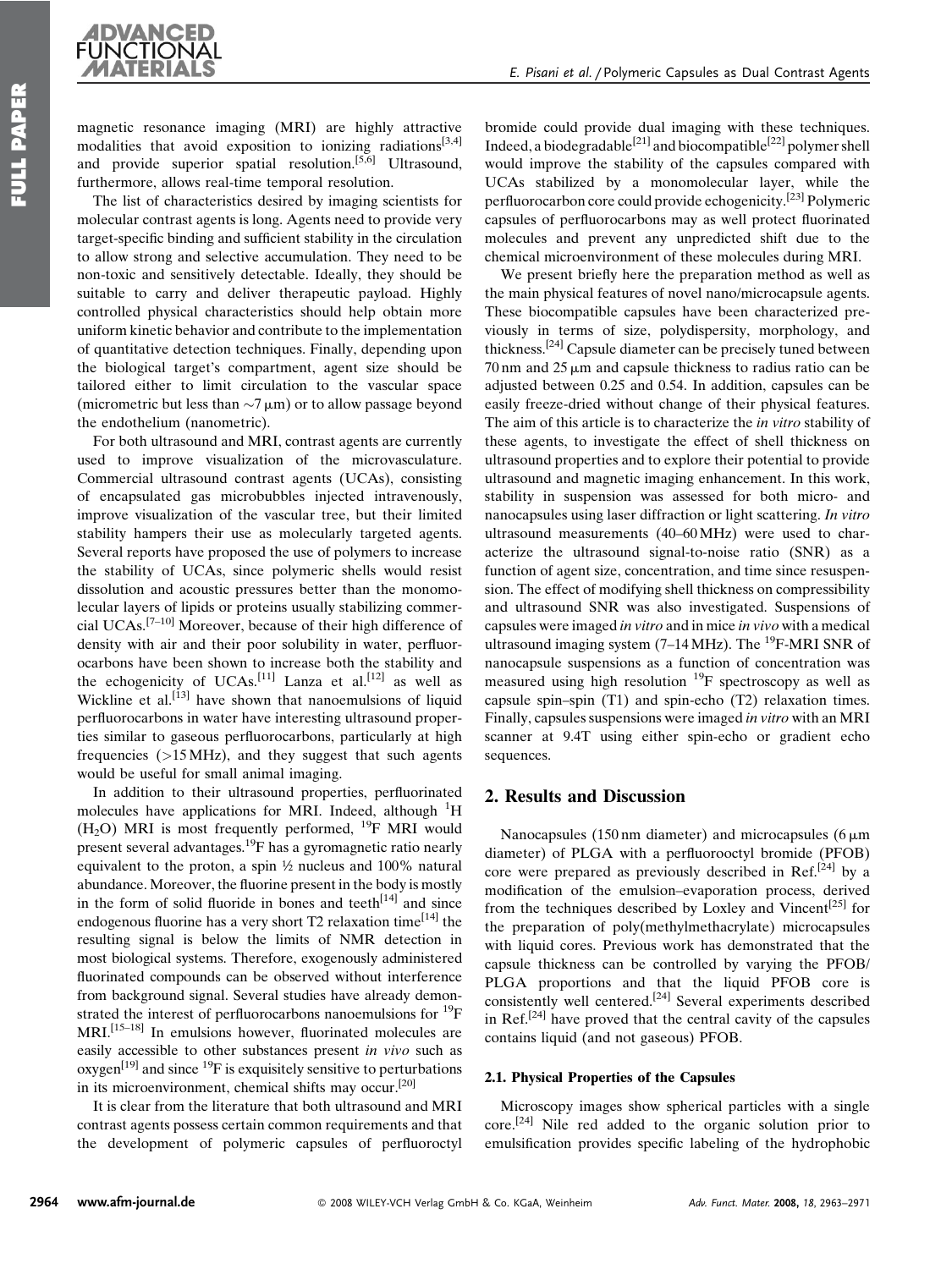magnetic resonance imaging (MRI) are highly attractive modalities that avoid exposition to ionizing radiations[3,4] and provide superior spatial resolution.[5,6] Ultrasound, furthermore, allows real-time temporal resolution.

The list of characteristics desired by imaging scientists for molecular contrast agents is long. Agents need to provide very target-specific binding and sufficient stability in the circulation to allow strong and selective accumulation. They need to be non-toxic and sensitively detectable. Ideally, they should be suitable to carry and deliver therapeutic payload. Highly controlled physical characteristics should help obtain more uniform kinetic behavior and contribute to the implementation of quantitative detection techniques. Finally, depending upon the biological target's compartment, agent size should be tailored either to limit circulation to the vascular space (micrometric but less than $\sim$7 μm) or to allow passage beyond the endothelium (nanometric).

For both ultrasound and MRI, contrast agents are currently used to improve visualization of the microvasculature. Commercial ultrasound contrast agents (UCAs), consisting of encapsulated gas microbubbles injected intravenously, improve visualization of the vascular tree, but their limited stability hampers their use as molecularly targeted agents. Several reports have proposed the use of polymers to increase the stability of UCAs, since polymeric shells would resist dissolution and acoustic pressures better than the monomolecular layers of lipids or proteins usually stabilizing commercial UCAs.[7–10] Moreover, because of their high difference of density with air and their poor solubility in water, perfluorocarbons have been shown to increase both the stability and the echogenicity of UCAs.[11] Lanza et al.[12] as well as Wickline et al.[13] have shown that nanoemulsions of liquid perfluorocarbons in water have interesting ultrasound properties similar to gaseous perfluorocarbons, particularly at high frequencies (>15 MHz), and they suggest that such agents would be useful for small animal imaging.

In addition to their ultrasound properties, perfluorinated molecules have applications for MRI. Indeed, although $^1$H ($H_2O$) MRI is most frequently performed, $^{19}$F MRI would present several advantages. $^{19}$F has a gyromagnetic ratio nearly equivalent to the proton, a spin ½ nucleus and 100% natural abundance. Moreover, the fluorine present in the body is mostly in the form of solid fluoride in bones and teeth[14] and since endogenous fluorine has a very short T2 relaxation time[14] the resulting signal is below the limits of NMR detection in most biological systems. Therefore, exogenously administered fluorinated compounds can be observed without interference from background signal. Several studies have already demonstrated the interest of perfluorocarbons nanoemulsions for $^{19}$F MRI.[15–18] In emulsions however, fluorinated molecules are easily accessible to other substances present *in vivo* such as oxygen[19] and since $^{19}$F is exquisitely sensitive to perturbations in its microenvironment, chemical shifts may occur.[20]

It is clear from the literature that both ultrasound and MRI contrast agents possess certain common requirements and that the development of polymeric capsules of perfluoroctyl bromide could provide dual imaging with these techniques. Indeed, a biodegradable[21] and biocompatible[22] polymer shell would improve the stability of the capsules compared with UCAs stabilized by a monomolecular layer, while the perfluorocarbon core could provide echogenicity.[23] Polymeric capsules of perfluorocarbons may as well protect fluorinated molecules and prevent any unpredicted shift due to the chemical microenvironment of these molecules during MRI.

We present briefly here the preparation method as well as the main physical features of novel nano/microcapsule agents. These biocompatible capsules have been characterized previously in terms of size, polydispersity, morphology, and thickness.[24] Capsule diameter can be precisely tuned between 70 nm and 25 μm and capsule thickness to radius ratio can be adjusted between 0.25 and 0.54. In addition, capsules can be easily freeze-dried without change of their physical features. The aim of this article is to characterize the *in vitro* stability of these agents, to investigate the effect of shell thickness on ultrasound properties and to explore their potential to provide ultrasound and magnetic imaging enhancement. In this work, stability in suspension was assessed for both micro- and nanocapsules using laser diffraction or light scattering. *In vitro* ultrasound measurements (40–60 MHz) were used to characterize the ultrasound signal-to-noise ratio (SNR) as a function of agent size, concentration, and time since resuspension. The effect of modifying shell thickness on compressibility and ultrasound SNR was also investigated. Suspensions of capsules were imaged *in vitro* and in mice *in vivo* with a medical ultrasound imaging system (7–14 MHz). The $^{19}$F-MRI SNR of nanocapsule suspensions as a function of concentration was measured using high resolution $^{19}$F spectroscopy as well as capsule spin–spin (T1) and spin-echo (T2) relaxation times. Finally, capsules suspensions were imaged *in vitro* with an MRI scanner at 9.4T using either spin-echo or gradient echo sequences.

## 2. Results and Discussion

Nanocapsules (150 nm diameter) and microcapsules (6 μm diameter) of PLGA with a perfluorooctyl bromide (PFOB) core were prepared as previously described in Ref.[24] by a modification of the emulsion–evaporation process, derived from the techniques described by Loxley and Vincent[25] for the preparation of poly(methylmethacrylate) microcapsules with liquid cores. Previous work has demonstrated that the capsule thickness can be controlled by varying the PFOB/PLGA proportions and that the liquid PFOB core is consistently well centered.[24] Several experiments described in Ref.[24] have proved that the central cavity of the capsules contains liquid (and not gaseous) PFOB.

### 2.1. Physical Properties of the Capsules

Microscopy images show spherical particles with a single core.[24] Nile red added to the organic solution prior to emulsification provides specific labeling of the hydrophobic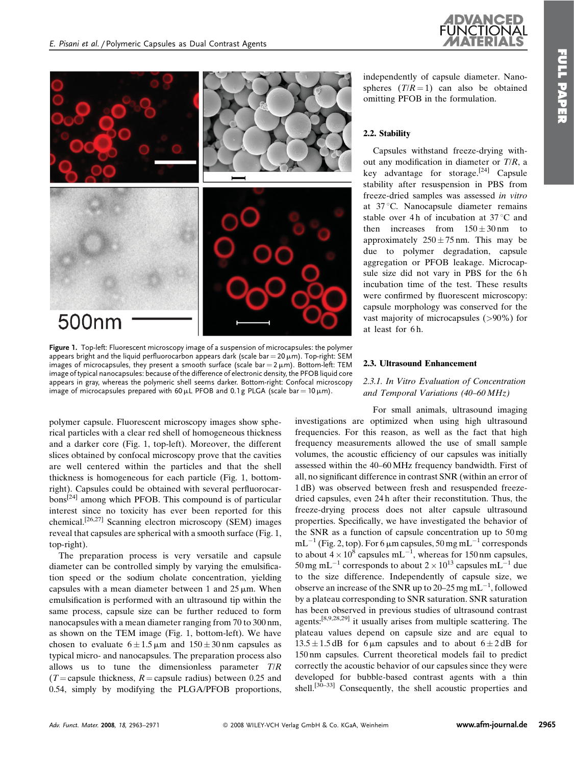Figure 1. Top-left: Fluorescent microscopy image of a suspension of microcapsules: the polymer appears bright and the liquid perfluorocarbon appears dark (scale bar = 20 μm). Top-right: SEM images of microcapsules, they present a smooth surface (scale bar = 2 μm). Bottom-left: TEM image of typical nanocapsules: because of the difference of electronic density, the PFOB liquid core appears in gray, whereas the polymeric shell seems darker. Bottom-right: Confocal microscopy image of microcapsules prepared with 60 μL PFOB and 0.1 g PLGA (scale bar = 10 μm).

polymer capsule. Fluorescent microscopy images show spherical particles with a clear red shell of homogeneous thickness and a darker core (Fig. 1, top-left). Moreover, the different slices obtained by confocal microscopy prove that the cavities are well centered within the particles and that the shell thickness is homogeneous for each particle (Fig. 1, bottom-right). Capsules could be obtained with several perfluorocarbons[24] among which PFOB. This compound is of particular interest since no toxicity has ever been reported for this chemical.[26,27] Scanning electron microscopy (SEM) images reveal that capsules are spherical with a smooth surface (Fig. 1, top-right).

The preparation process is very versatile and capsule diameter can be controlled simply by varying the emulsification speed or the sodium cholate concentration, yielding capsules with a mean diameter between 1 and 25 μm. When emulsification is performed with an ultrasound tip within the same process, capsule size can be further reduced to form nanocapsules with a mean diameter ranging from 70 to 300 nm, as shown on the TEM image (Fig. 1, bottom-left). We have chosen to evaluate $6 \pm 1.5$ μm and $150 \pm 30$ nm capsules as typical micro- and nanocapsules. The preparation process also allows us to tune the dimensionless parameter $T/R$ ($T$ = capsule thickness, $R$ = capsule radius) between 0.25 and 0.54, simply by modifying the PLGA/PFOB proportions, independently of capsule diameter. Nanospheres ($T/R = 1$) can also be obtained omitting PFOB in the formulation.

### 2.2. Stability

Capsules withstand freeze-drying without any modification in diameter or $T/R$, a key advantage for storage.[24] Capsule stability after resuspension in PBS from freeze-dried samples was assessed *in vitro* at 37 °C. Nanocapsule diameter remains stable over 4 h of incubation at 37 °C and then increases from $150 \pm 30$ nm to approximately $250 \pm 75$ nm. This may be due to polymer degradation, capsule aggregation or PFOB leakage. Microcapsule size did not vary in PBS for the 6 h incubation time of the test. These results were confirmed by fluorescent microscopy: capsule morphology was conserved for the vast majority of microcapsules (>90%) for at least for 6 h.

### 2.3. Ultrasound Enhancement

#### 2.3.1. *In Vitro Evaluation of Concentration and Temporal Variations (40–60 MHz)*

For small animals, ultrasound imaging investigations are optimized when using high ultrasound frequencies. For this reason, as well as the fact that high frequency measurements allowed the use of small sample volumes, the acoustic efficiency of our capsules was initially assessed within the 40–60 MHz frequency bandwidth. First of all, no significant difference in contrast SNR (within an error of 1 dB) was observed between fresh and resuspended freeze-dried capsules, even 24 h after their reconstitution. Thus, the freeze-drying process does not alter capsule ultrasound properties. Specifically, we have investigated the behavior of the SNR as a function of capsule concentration up to 50 mg $mL^{-1}$ (Fig. 2, top). For 6 μm capsules, 50 mg $mL^{-1}$ corresponds to about $4 \times 10^8$ capsules $mL^{-1}$, whereas for 150 nm capsules, 50 mg $mL^{-1}$ corresponds to about $2 \times 10^{13}$ capsules $mL^{-1}$ due to the size difference. Independently of capsule size, we observe an increase of the SNR up to 20–25 mg $mL^{-1}$, followed by a plateau corresponding to SNR saturation. SNR saturation has been observed in previous studies of ultrasound contrast agents:[8,9,28,29] it usually arises from multiple scattering. The plateau values depend on capsule size and are equal to $13.5 \pm 1.5$ dB for 6 μm capsules and to about $6 \pm 2$ dB for 150 nm capsules. Current theoretical models fail to predict correctly the acoustic behavior of our capsules since they were developed for bubble-based contrast agents with a thin shell.[30–33] Consequently, the shell acoustic properties and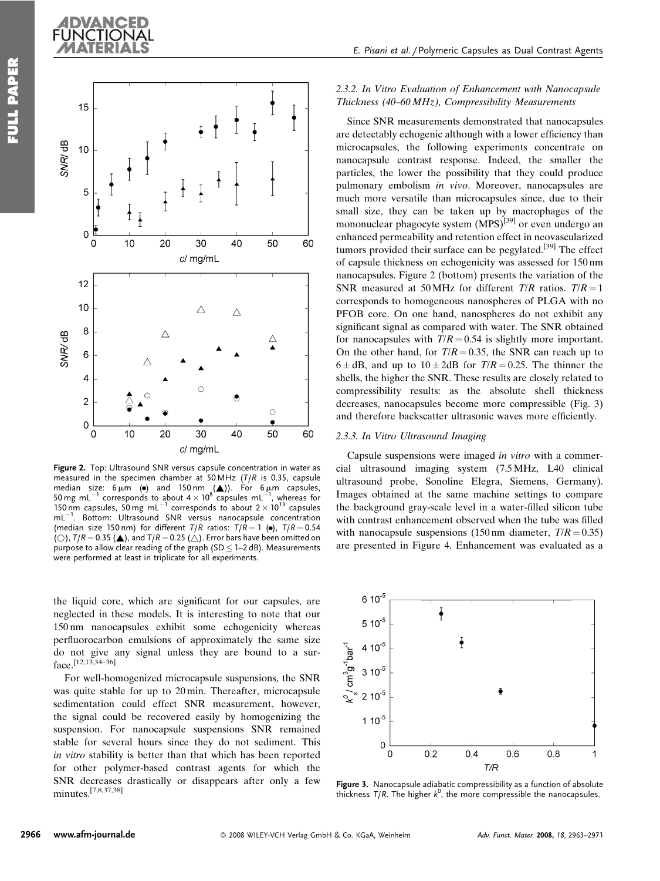Figure 2. Top: Ultrasound SNR versus capsule concentration in water as measured in the specimen chamber at 50 MHz ($T/R$ is 0.35, capsule median size: 6 μm (●) and 150 nm (▲)). For 6 μm capsules, 50 mg mL$^{-1}$ corresponds to about $4 \times 10^8$ capsules mL$^{-1}$, whereas for 150 nm capsules, 50 mg mL$^{-1}$ corresponds to about $2 \times 10^{13}$ capsules mL$^{-1}$. Bottom: Ultrasound SNR versus nanocapsule concentration (median size 150 nm) for different $T/R$ ratios: $T/R = 1$ (●), $T/R = 0.54$ (○), $T/R = 0.35$ (▲), and $T/R = 0.25$ (△). Error bars have been omitted on purpose to allow clear reading of the graph (SD ≤ 1–2 dB). Measurements were performed at least in triplicate for all experiments.

the liquid core, which are significant for our capsules, are neglected in these models. It is interesting to note that our 150 nm nanocapsules exhibit some echogenicity whereas perfluorocarbon emulsions of approximately the same size do not give any signal unless they are bound to a surface.[12,13,34–36]

For well-homogenized microcapsule suspensions, the SNR was quite stable for up to 20 min. Thereafter, microcapsule sedimentation could effect SNR measurement, however, the signal could be recovered easily by homogenizing the suspension. For nanocapsule suspensions SNR remained stable for several hours since they do not sediment. This *in vitro* stability is better than that which has been reported for other polymer-based contrast agents for which the SNR decreases drastically or disappears after only a few minutes.[7,8,37,38]

### 2.3.2. In Vitro Evaluation of Enhancement with Nanocapsule Thickness (40–60 MHz), Compressibility Measurements

Since SNR measurements demonstrated that nanocapsules are detectably echogenic although with a lower efficiency than microcapsules, the following experiments concentrate on nanocapsule contrast response. Indeed, the smaller the particles, the lower the possibility that they could produce pulmonary embolism *in vivo*. Moreover, nanocapsules are much more versatile than microcapsules since, due to their small size, they can be taken up by macrophages of the mononuclear phagocyte system (MPS)[39] or even undergo an enhanced permeability and retention effect in neovascularized tumors provided their surface can be pegylated.[39] The effect of capsule thickness on echogenicity was assessed for 150 nm nanocapsules. Figure 2 (bottom) presents the variation of the SNR measured at 50 MHz for different $T/R$ ratios. $T/R = 1$ corresponds to homogeneous nanospheres of PLGA with no PFOB core. On one hand, nanospheres do not exhibit any significant signal as compared with water. The SNR obtained for nanocapsules with $T/R = 0.54$ is slightly more important. On the other hand, for $T/R = 0.35$, the SNR can reach up to $6 \pm$ dB, and up to $10 \pm 2$dB for $T/R = 0.25$. The thinner the shells, the higher the SNR. These results are closely related to compressibility results: as the absolute shell thickness decreases, nanocapsules become more compressible (Fig. 3) and therefore backscatter ultrasonic waves more efficiently.

### 2.3.3. In Vitro Ultrasound Imaging

Capsule suspensions were imaged *in vitro* with a commercial ultrasound imaging system (7.5 MHz, L40 clinical ultrasound probe, Sonoline Elegra, Siemens, Germany). Images obtained at the same machine settings to compare the background gray-scale level in a water-filled silicon tube with contrast enhancement observed when the tube was filled with nanocapsule suspensions (150 nm diameter, $T/R = 0.35$) are presented in Figure 4. Enhancement was evaluated as a

Figure 3. Nanocapsule adiabatic compressibility as a function of absolute thickness $T/R$. The higher $k^0$, the more compressible the nanocapsules.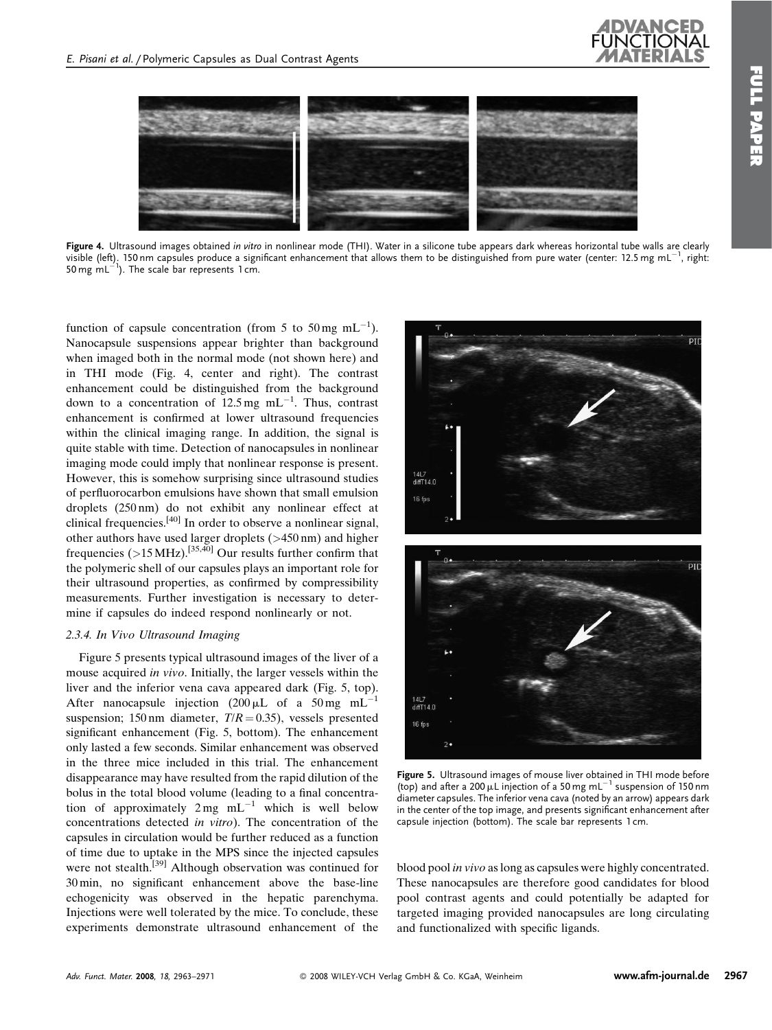Figure 4. Ultrasound images obtained *in vitro* in nonlinear mode (THI). Water in a silicone tube appears dark whereas horizontal tube walls are clearly visible (left). 150 nm capsules produce a significant enhancement that allows them to be distinguished from pure water (center: 12.5 mg $mL^{-1}$, right: 50 mg $mL^{-1}$). The scale bar represents 1 cm.

function of capsule concentration (from 5 to 50 mg $mL^{-1}$). Nanocapsule suspensions appear brighter than background when imaged both in the normal mode (not shown here) and in THI mode (Fig. 4, center and right). The contrast enhancement could be distinguished from the background down to a concentration of 12.5 mg $mL^{-1}$. Thus, contrast enhancement is confirmed at lower ultrasound frequencies within the clinical imaging range. In addition, the signal is quite stable with time. Detection of nanocapsules in nonlinear imaging mode could imply that nonlinear response is present. However, this is somehow surprising since ultrasound studies of perfluorocarbon emulsions have shown that small emulsion droplets (250 nm) do not exhibit any nonlinear effect at clinical frequencies.[40] In order to observe a nonlinear signal, other authors have used larger droplets (>450 nm) and higher frequencies (>15 MHz).[35,40] Our results further confirm that the polymeric shell of our capsules plays an important role for their ultrasound properties, as confirmed by compressibility measurements. Further investigation is necessary to determine if capsules do indeed respond nonlinearly or not.

#### 2.3.4. In Vivo Ultrasound Imaging

Figure 5 presents typical ultrasound images of the liver of a mouse acquired *in vivo*. Initially, the larger vessels within the liver and the inferior vena cava appeared dark (Fig. 5, top). After nanocapsule injection (200 μL of a 50 mg $mL^{-1}$ suspension; 150 nm diameter, $T/R = 0.35$), vessels presented significant enhancement (Fig. 5, bottom). The enhancement only lasted a few seconds. Similar enhancement was observed in the three mice included in this trial. The enhancement disappearance may have resulted from the rapid dilution of the bolus in the total blood volume (leading to a final concentration of approximately 2 mg $mL^{-1}$ which is well below concentrations detected *in vitro*). The concentration of the capsules in circulation would be further reduced as a function of time due to uptake in the MPS since the injected capsules were not stealth.[39] Although observation was continued for 30 min, no significant enhancement above the base-line echogenicity was observed in the hepatic parenchyma. Injections were well tolerated by the mice. To conclude, these experiments demonstrate ultrasound enhancement of the blood pool *in vivo* as long as capsules were highly concentrated. These nanocapsules are therefore good candidates for blood pool contrast agents and could potentially be adapted for targeted imaging provided nanocapsules are long circulating and functionalized with specific ligands.

Figure 5. Ultrasound images of mouse liver obtained in THI mode before (top) and after a 200 μL injection of a 50 mg $mL^{-1}$ suspension of 150 nm diameter capsules. The inferior vena cava (noted by an arrow) appears dark in the center of the top image, and presents significant enhancement after capsule injection (bottom). The scale bar represents 1 cm.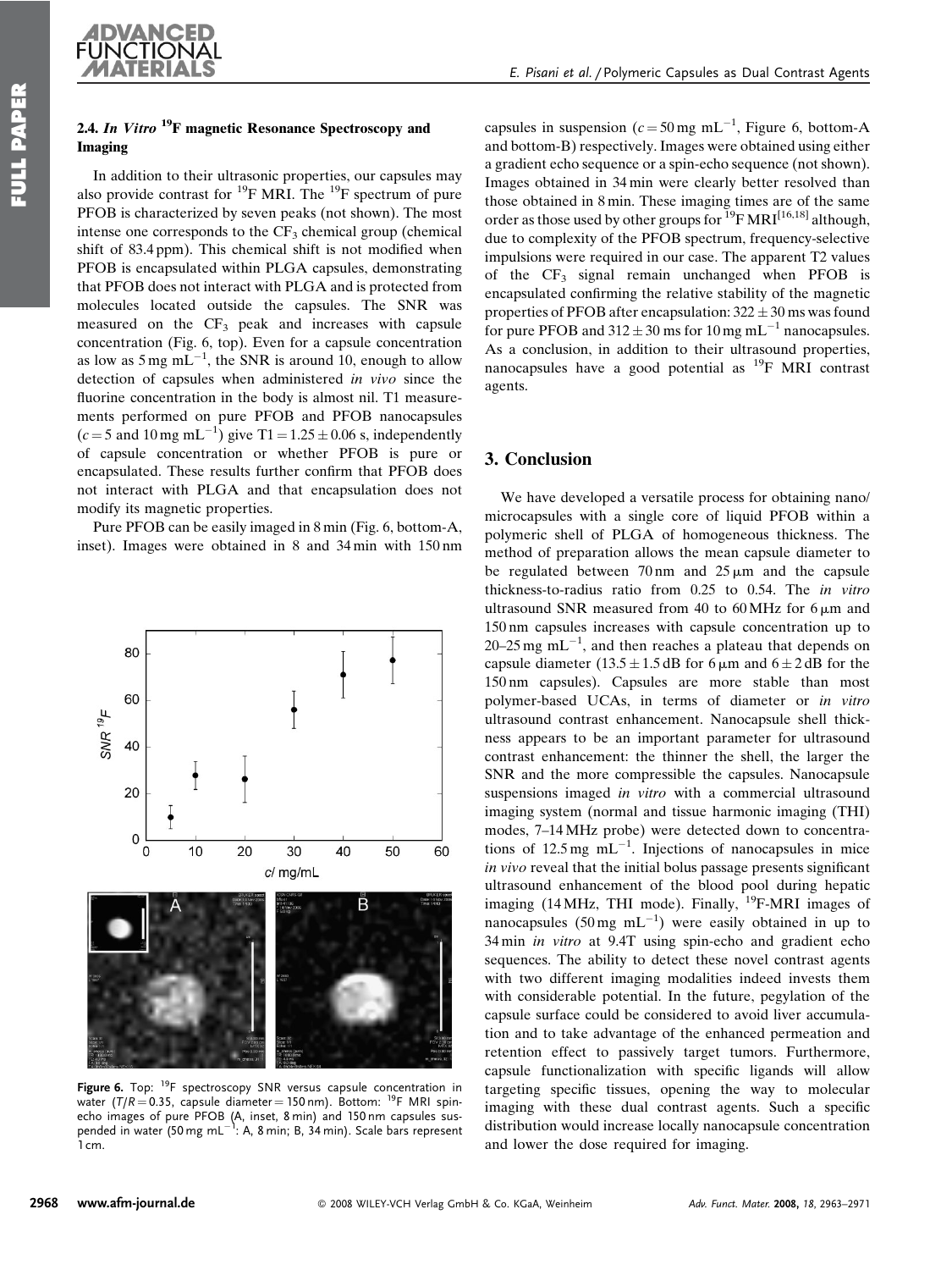### 2.4. *In Vitro* $^{19}F$ magnetic Resonance Spectroscopy and Imaging

In addition to their ultrasonic properties, our capsules may also provide contrast for $^{19}F$ MRI. The $^{19}F$ spectrum of pure PFOB is characterized by seven peaks (not shown). The most intense one corresponds to the $CF_3$ chemical group (chemical shift of 83.4 ppm). This chemical shift is not modified when PFOB is encapsulated within PLGA capsules, demonstrating that PFOB does not interact with PLGA and is protected from molecules located outside the capsules. The SNR was measured on the $CF_3$ peak and increases with capsule concentration (Fig. 6, top). Even for a capsule concentration as low as 5 mg $mL^{-1}$, the SNR is around 10, enough to allow detection of capsules when administered *in vivo* since the fluorine concentration in the body is almost nil. T1 measurements performed on pure PFOB and PFOB nanocapsules ($c = 5$ and 10 mg $mL^{-1}$) give $T1 = 1.25 \pm 0.06$ s, independently of capsule concentration or whether PFOB is pure or encapsulated. These results further confirm that PFOB does not interact with PLGA and that encapsulation does not modify its magnetic properties.

Pure PFOB can be easily imaged in 8 min (Fig. 6, bottom-A, inset). Images were obtained in 8 and 34 min with 150 nm capsules in suspension ($c = 50$ mg $mL^{-1}$, Figure 6, bottom-A and bottom-B) respectively. Images were obtained using either a gradient echo sequence or a spin-echo sequence (not shown). Images obtained in 34 min were clearly better resolved than those obtained in 8 min. These imaging times are of the same order as those used by other groups for $^{19}F$ MRI[16,18] although, due to complexity of the PFOB spectrum, frequency-selective impulsions were required in our case. The apparent T2 values of the $CF_3$ signal remain unchanged when PFOB is encapsulated confirming the relative stability of the magnetic properties of PFOB after encapsulation: $322 \pm 30$ ms was found for pure PFOB and $312 \pm 30$ ms for 10 mg $mL^{-1}$ nanocapsules. As a conclusion, in addition to their ultrasound properties, nanocapsules have a good potential as $^{19}F$ MRI contrast agents.

**Figure 6.** Top: $^{19}F$ spectroscopy SNR versus capsule concentration in water ($T/R = 0.35$, capsule diameter = 150 nm). Bottom: $^{19}F$ MRI spin-echo images of pure PFOB (A, inset, 8 min) and 150 nm capsules suspended in water (50 mg $mL^{-1}$: A, 8 min; B, 34 min). Scale bars represent 1 cm.

## 3. Conclusion

We have developed a versatile process for obtaining nano/microcapsules with a single core of liquid PFOB within a polymeric shell of PLGA of homogeneous thickness. The method of preparation allows the mean capsule diameter to be regulated between 70 nm and 25 μm and the capsule thickness-to-radius ratio from 0.25 to 0.54. The *in vitro* ultrasound SNR measured from 40 to 60 MHz for 6 μm and 150 nm capsules increases with capsule concentration up to 20–25 mg $mL^{-1}$, and then reaches a plateau that depends on capsule diameter ($13.5 \pm 1.5$ dB for 6 μm and $6 \pm 2$ dB for the 150 nm capsules). Capsules are more stable than most polymer-based UCAs, in terms of diameter or *in vitro* ultrasound contrast enhancement. Nanocapsule shell thickness appears to be an important parameter for ultrasound contrast enhancement: the thinner the shell, the larger the SNR and the more compressible the capsules. Nanocapsule suspensions imaged *in vitro* with a commercial ultrasound imaging system (normal and tissue harmonic imaging (THI) modes, 7–14 MHz probe) were detected down to concentrations of 12.5 mg $mL^{-1}$. Injections of nanocapsules in mice *in vivo* reveal that the initial bolus passage presents significant ultrasound enhancement of the blood pool during hepatic imaging (14 MHz, THI mode). Finally, $^{19}F$-MRI images of nanocapsules (50 mg $mL^{-1}$) were easily obtained in up to 34 min *in vitro* at 9.4T using spin-echo and gradient echo sequences. The ability to detect these novel contrast agents with two different imaging modalities indeed invests them with considerable potential. In the future, pegylation of the capsule surface could be considered to avoid liver accumulation and to take advantage of the enhanced permeation and retention effect to passively target tumors. Furthermore, capsule functionalization with specific ligands will allow targeting specific tissues, opening the way to molecular imaging with these dual contrast agents. Such a specific distribution would increase locally nanocapsule concentration and lower the dose required for imaging.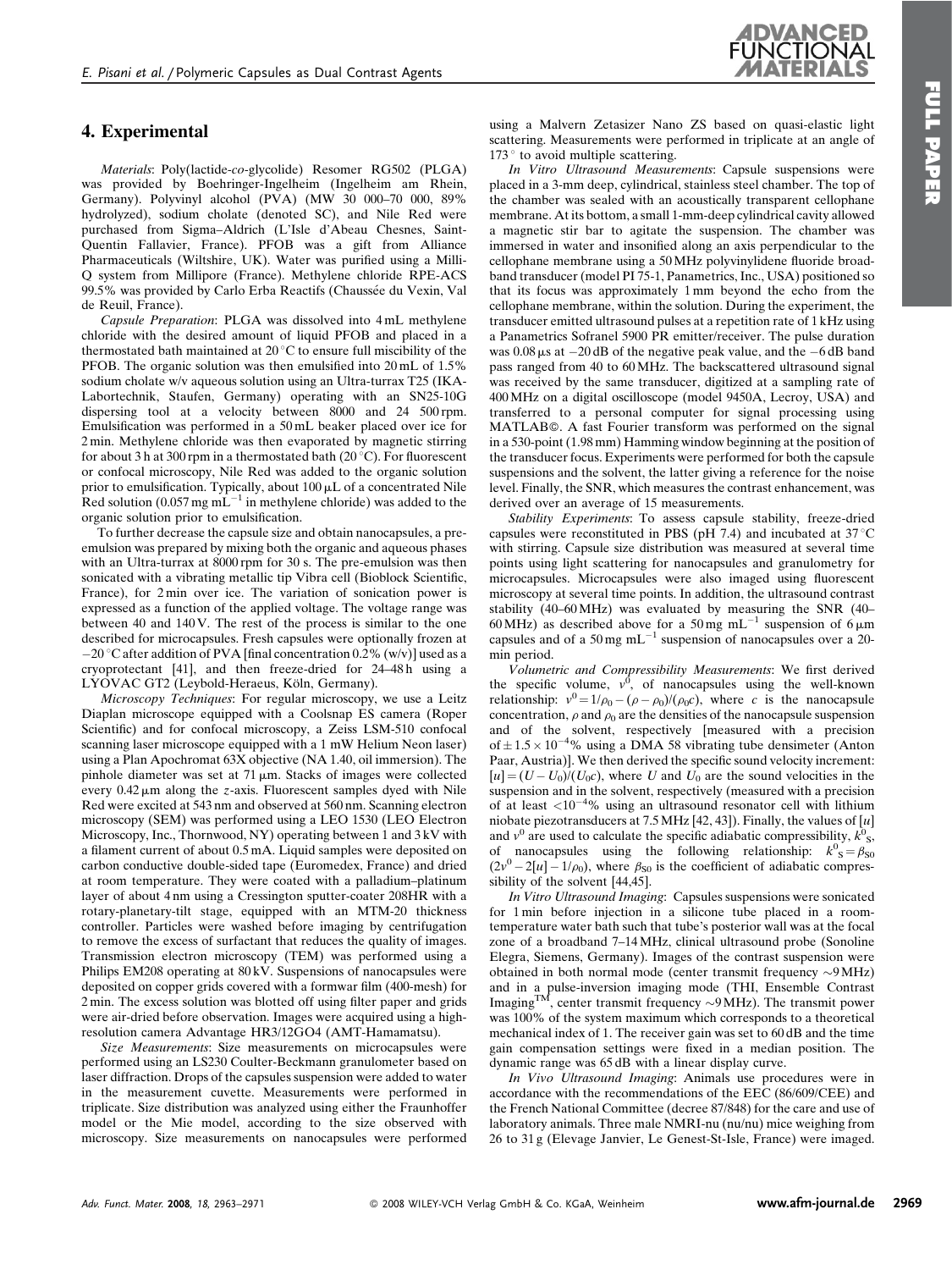## 4. Experimental

*Materials*: Poly(lactide-*co*-glycolide) Resomer RG502 (PLGA) was provided by Boehringer-Ingelheim (Ingelheim am Rhein, Germany). Polyvinyl alcohol (PVA) (MW 30 000–70 000, 89% hydrolyzed), sodium cholate (denoted SC), and Nile Red were purchased from Sigma–Aldrich (L'Isle d'Abeau Chesnes, Saint-Quentin Fallavier, France). PFOB was a gift from Alliance Pharmaceuticals (Wiltshire, UK). Water was purified using a Milli-Q system from Millipore (France). Methylene chloride RPE-ACS 99.5% was provided by Carlo Erba Reactifs (Chaussée du Vexin, Val de Reuil, France).

*Capsule Preparation*: PLGA was dissolved into 4 mL methylene chloride with the desired amount of liquid PFOB and placed in a thermostated bath maintained at 20 °C to ensure full miscibility of the PFOB. The organic solution was then emulsified into 20 mL of 1.5% sodium cholate w/v aqueous solution using an Ultra-turrax T25 (IKA-Labortechnik, Staufen, Germany) operating with an SN25-10G dispersing tool at a velocity between 8000 and 24 500 rpm. Emulsification was performed in a 50 mL beaker placed over ice for 2 min. Methylene chloride was then evaporated by magnetic stirring for about 3 h at 300 rpm in a thermostated bath (20 °C). For fluorescent or confocal microscopy, Nile Red was added to the organic solution prior to emulsification. Typically, about 100 μL of a concentrated Nile Red solution (0.057 mg mL$^{-1}$ in methylene chloride) was added to the organic solution prior to emulsification.

To further decrease the capsule size and obtain nanocapsules, a pre-emulsion was prepared by mixing both the organic and aqueous phases with an Ultra-turrax at 8000 rpm for 30 s. The pre-emulsion was then sonicated with a vibrating metallic tip Vibra cell (Bioblock Scientific, France), for 2 min over ice. The variation of sonication power is expressed as a function of the applied voltage. The voltage range was between 40 and 140 V. The rest of the process is similar to the one described for microcapsules. Fresh capsules were optionally frozen at −20 °C after addition of PVA [final concentration 0.2% (w/v)] used as a cryoprotectant [41], and then freeze-dried for 24–48 h using a LYOVAC GT2 (Leybold-Heraeus, Köln, Germany).

*Microscopy Techniques*: For regular microscopy, we use a Leitz Diaplan microscope equipped with a Coolsnap ES camera (Roper Scientific) and for confocal microscopy, a Zeiss LSM-510 confocal scanning laser microscope equipped with a 1 mW Helium Neon laser) using a Plan Apochromat 63X objective (NA 1.40, oil immersion). The pinhole diameter was set at 71 μm. Stacks of images were collected every 0.42 μm along the *z*-axis. Fluorescent samples dyed with Nile Red were excited at 543 nm and observed at 560 nm. Scanning electron microscopy (SEM) was performed using a LEO 1530 (LEO Electron Microscopy, Inc., Thornwood, NY) operating between 1 and 3 kV with a filament current of about 0.5 mA. Liquid samples were deposited on carbon conductive double-sided tape (Euromedex, France) and dried at room temperature. They were coated with a palladium–platinum layer of about 4 nm using a Cressington sputter-coater 208HR with a rotary-planetary-tilt stage, equipped with an MTM-20 thickness controller. Particles were washed before imaging by centrifugation to remove the excess of surfactant that reduces the quality of images. Transmission electron microscopy (TEM) was performed using a Philips EM208 operating at 80 kV. Suspensions of nanocapsules were deposited on copper grids covered with a formwar film (400-mesh) for 2 min. The excess solution was blotted off using filter paper and grids were air-dried before observation. Images were acquired using a high-resolution camera Advantage HR3/12GO4 (AMT-Hamamatsu).

*Size Measurements*: Size measurements on microcapsules were performed using an LS230 Coulter-Beckmann granulometer based on laser diffraction. Drops of the capsules suspension were added to water in the measurement cuvette. Measurements were performed in triplicate. Size distribution was analyzed using either the Fraunhoffer model or the Mie model, according to the size observed with microscopy. Size measurements on nanocapsules were performed using a Malvern Zetasizer Nano ZS based on quasi-elastic light scattering. Measurements were performed in triplicate at an angle of 173 ° to avoid multiple scattering.

*In Vitro Ultrasound Measurements*: Capsule suspensions were placed in a 3-mm deep, cylindrical, stainless steel chamber. The top of the chamber was sealed with an acoustically transparent cellophane membrane. At its bottom, a small 1-mm-deep cylindrical cavity allowed a magnetic stir bar to agitate the suspension. The chamber was immersed in water and insonified along an axis perpendicular to the cellophane membrane using a 50 MHz polyvinylidene fluoride broadband transducer (model PI 75-1, Panametrics, Inc., USA) positioned so that its focus was approximately 1 mm beyond the echo from the cellophane membrane, within the solution. During the experiment, the transducer emitted ultrasound pulses at a repetition rate of 1 kHz using a Panametrics Sofranel 5900 PR emitter/receiver. The pulse duration was 0.08 μs at −20 dB of the negative peak value, and the −6 dB band pass ranged from 40 to 60 MHz. The backscattered ultrasound signal was received by the same transducer, digitized at a sampling rate of 400 MHz on a digital oscilloscope (model 9450A, Lecroy, USA) and transferred to a personal computer for signal processing using MATLAB©. A fast Fourier transform was performed on the signal in a 530-point (1.98 mm) Hamming window beginning at the position of the transducer focus. Experiments were performed for both the capsule suspensions and the solvent, the latter giving a reference for the noise level. Finally, the SNR, which measures the contrast enhancement, was derived over an average of 15 measurements.

*Stability Experiments*: To assess capsule stability, freeze-dried capsules were reconstituted in PBS (pH 7.4) and incubated at 37 °C with stirring. Capsule size distribution was measured at several time points using light scattering for nanocapsules and granulometry for microcapsules. Microcapsules were also imaged using fluorescent microscopy at several time points. In addition, the ultrasound contrast stability (40–60 MHz) was evaluated by measuring the SNR (40–60 MHz) as described above for a 50 mg mL$^{-1}$ suspension of 6 μm capsules and of a 50 mg mL$^{-1}$ suspension of nanocapsules over a 20-min period.

*Volumetric and Compressibility Measurements*: We first derived the specific volume, $v^0$, of nanocapsules using the well-known relationship: $v^0 = 1/\rho_0 - (\rho - \rho_0)/(\rho_0 c)$, where $c$ is the nanocapsule concentration, $\rho$ and $\rho_0$ are the densities of the nanocapsule suspension and of the solvent, respectively [measured with a precision of $\pm 1.5 \times 10^{-4}$% using a DMA 58 vibrating tube densimeter (Anton Paar, Austria)]. We then derived the specific sound velocity increment: $[u] = (U - U_0)/(U_0 c)$, where $U$ and $U_0$ are the sound velocities in the suspension and in the solvent, respectively (measured with a precision of at least $<10^{-4}$% using an ultrasound resonator cell with lithium niobate piezotransducers at 7.5 MHz [42, 43]). Finally, the values of $[u]$ and $v^0$ are used to calculate the specific adiabatic compressibility, $k^0_S$, of nanocapsules using the following relationship: $k^0_S = \beta_{S0} (2v^0 - 2[u] - 1/\rho_0)$, where $\beta_{S0}$ is the coefficient of adiabatic compressibility of the solvent [44,45].

*In Vitro Ultrasound Imaging*: Capsules suspensions were sonicated for 1 min before injection in a silicone tube placed in a room-temperature water bath such that tube's posterior wall was at the focal zone of a broadband 7–14 MHz, clinical ultrasound probe (Sonoline Elegra, Siemens, Germany). Images of the contrast suspension were obtained in both normal mode (center transmit frequency ∼9 MHz) and in a pulse-inversion imaging mode (THI, Ensemble Contrast Imaging™, center transmit frequency ∼9 MHz). The transmit power was 100% of the system maximum which corresponds to a theoretical mechanical index of 1. The receiver gain was set to 60 dB and the time gain compensation settings were fixed in a median position. The dynamic range was 65 dB with a linear display curve.

*In Vivo Ultrasound Imaging*: Animals use procedures were in accordance with the recommendations of the EEC (86/609/CEE) and the French National Committee (decree 87/848) for the care and use of laboratory animals. Three male NMRI-nu (nu/nu) mice weighing from 26 to 31 g (Elevage Janvier, Le Genest-St-Isle, France) were imaged.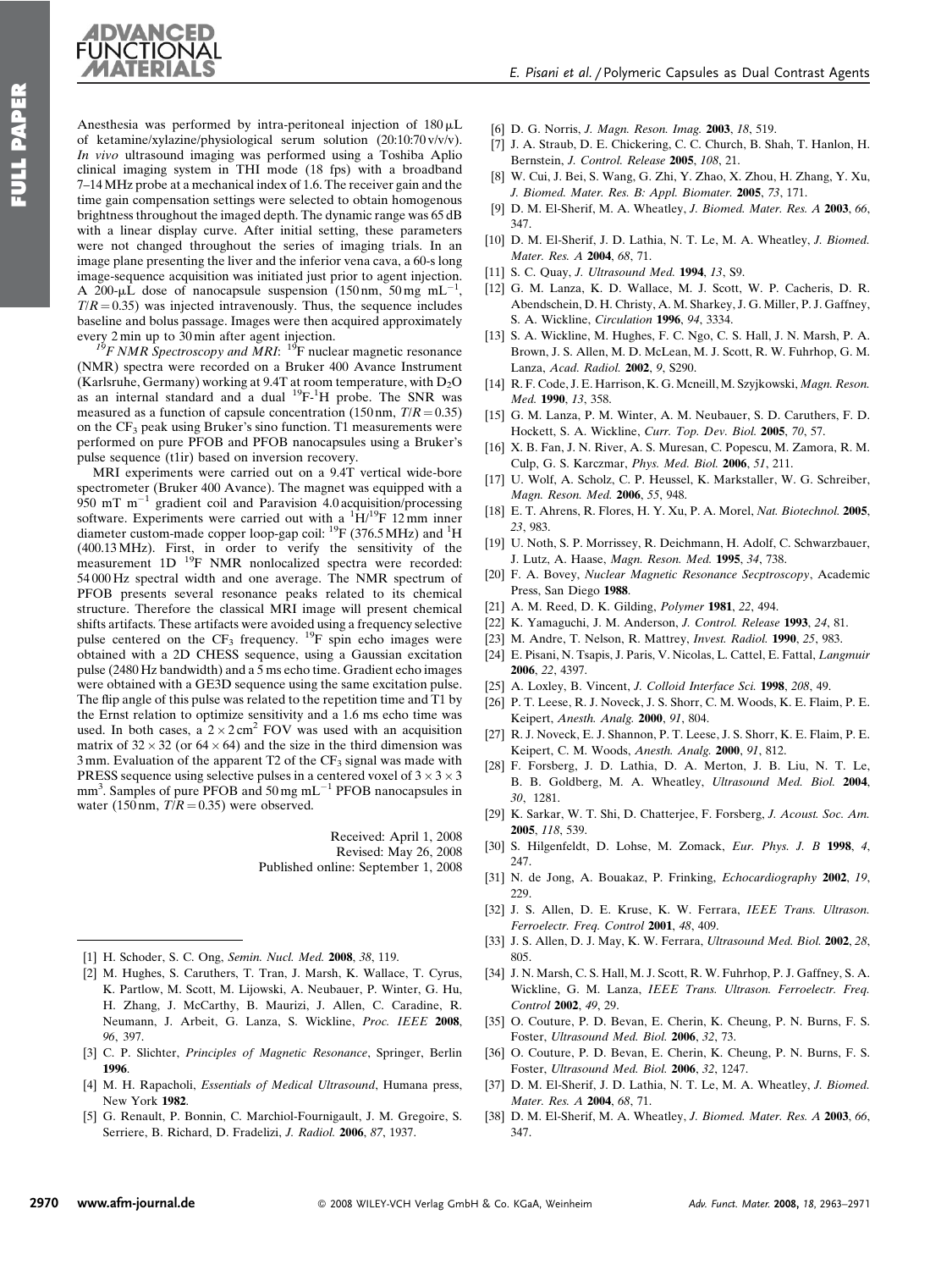Anesthesia was performed by intra-peritoneal injection of 180 µL of ketamine/xylazine/physiological serum solution (20:10:70 v/v/v). *In vivo* ultrasound imaging was performed using a Toshiba Aplio clinical imaging system in THI mode (18 fps) with a broadband 7–14 MHz probe at a mechanical index of 1.6. The receiver gain and the time gain compensation settings were selected to obtain homogenous brightness throughout the imaged depth. The dynamic range was 65 dB with a linear display curve. After initial setting, these parameters were not changed throughout the series of imaging trials. In an image plane presenting the liver and the inferior vena cava, a 60-s long image-sequence acquisition was initiated just prior to agent injection. A 200-µL dose of nanocapsule suspension (150 nm, 50 mg mL$^{-1}$, $T/R = 0.35$) was injected intravenously. Thus, the sequence includes baseline and bolus passage. Images were then acquired approximately every 2 min up to 30 min after agent injection.

*$^{19}$F NMR Spectroscopy and MRI*: $^{19}$F nuclear magnetic resonance (NMR) spectra were recorded on a Bruker 400 Avance Instrument (Karlsruhe, Germany) working at 9.4T at room temperature, with $D_2O$ as an internal standard and a dual $^{19}$F-$^{1}$H probe. The SNR was measured as a function of capsule concentration (150 nm, $T/R = 0.35$) on the $CF_3$ peak using Bruker's sino function. T1 measurements were performed on pure PFOB and PFOB nanocapsules using a Bruker's pulse sequence (t1ir) based on inversion recovery.

MRI experiments were carried out on a 9.4T vertical wide-bore spectrometer (Bruker 400 Avance). The magnet was equipped with a 950 mT m$^{-1}$ gradient coil and Paravision 4.0 acquisition/processing software. Experiments were carried out with a $^{1}$H/$^{19}$F 12 mm inner diameter custom-made copper loop-gap coil: $^{19}$F (376.5 MHz) and $^{1}$H (400.13 MHz). First, in order to verify the sensitivity of the measurement 1D $^{19}$F NMR nonlocalized spectra were recorded: 54 000 Hz spectral width and one average. The NMR spectrum of PFOB presents several resonance peaks related to its chemical structure. Therefore the classical MRI image will present chemical shifts artifacts. These artifacts were avoided using a frequency selective pulse centered on the $CF_3$ frequency. $^{19}$F spin echo images were obtained with a 2D CHESS sequence, using a Gaussian excitation pulse (2480 Hz bandwidth) and a 5 ms echo time. Gradient echo images were obtained with a GE3D sequence using the same excitation pulse. The flip angle of this pulse was related to the repetition time and T1 by the Ernst relation to optimize sensitivity and a 1.6 ms echo time was used. In both cases, a $2 \times 2$ cm$^2$ FOV was used with an acquisition matrix of $32 \times 32$ (or $64 \times 64$) and the size in the third dimension was 3 mm. Evaluation of the apparent T2 of the $CF_3$ signal was made with PRESS sequence using selective pulses in a centered voxel of $3 \times 3 \times 3$ mm$^3$. Samples of pure PFOB and 50 mg mL$^{-1}$ PFOB nanocapsules in water (150 nm, $T/R = 0.35$) were observed.

Received: April 1, 2008
Revised: May 26, 2008
Published online: September 1, 2008

[1] H. Schoder, S. C. Ong, *Semin. Nucl. Med.* **2008**, *38*, 119.
[2] M. Hughes, S. Caruthers, T. Tran, J. Marsh, K. Wallace, T. Cyrus, K. Partlow, M. Scott, M. Lijowski, A. Neubauer, P. Winter, G. Hu, H. Zhang, J. McCarthy, B. Maurizi, J. Allen, C. Caradine, R. Neumann, J. Arbeit, G. Lanza, S. Wickline, *Proc. IEEE* **2008**, *96*, 397.
[3] C. P. Slichter, *Principles of Magnetic Resonance*, Springer, Berlin **1996**.
[4] M. H. Rapacholi, *Essentials of Medical Ultrasound*, Humana press, New York **1982**.
[5] G. Renault, P. Bonnin, C. Marchiol-Fournigault, J. M. Gregoire, S. Serriere, B. Richard, D. Fradelizi, *J. Radiol.* **2006**, *87*, 1937.
[6] D. G. Norris, *J. Magn. Reson. Imag.* **2003**, *18*, 519.
[7] J. A. Straub, D. E. Chickering, C. C. Church, B. Shah, T. Hanlon, H. Bernstein, *J. Control. Release* **2005**, *108*, 21.
[8] W. Cui, J. Bei, S. Wang, G. Zhi, Y. Zhao, X. Zhou, H. Zhang, Y. Xu, *J. Biomed. Mater. Res. B: Appl. Biomater.* **2005**, *73*, 171.
[9] D. M. El-Sherif, M. A. Wheatley, *J. Biomed. Mater. Res. A* **2003**, *66*, 347.
[10] D. M. El-Sherif, J. D. Lathia, N. T. Le, M. A. Wheatley, *J. Biomed. Mater. Res. A* **2004**, *68*, 71.
[11] S. C. Quay, *J. Ultrasound Med.* **1994**, *13*, S9.
[12] G. M. Lanza, K. D. Wallace, M. J. Scott, W. P. Cacheris, D. R. Abendschein, D. H. Christy, A. M. Sharkey, J. G. Miller, P. J. Gaffney, S. A. Wickline, *Circulation* **1996**, *94*, 3334.
[13] S. A. Wickline, M. Hughes, F. C. Ngo, C. S. Hall, J. N. Marsh, P. A. Brown, J. S. Allen, M. D. McLean, M. J. Scott, R. W. Fuhrhop, G. M. Lanza, *Acad. Radiol.* **2002**, *9*, S290.
[14] R. F. Code, J. E. Harrison, K. G. Mcneill, M. Szyjkowski, *Magn. Reson. Med.* **1990**, *13*, 358.
[15] G. M. Lanza, P. M. Winter, A. M. Neubauer, S. D. Caruthers, F. D. Hockett, S. A. Wickline, *Curr. Top. Dev. Biol.* **2005**, *70*, 57.
[16] X. B. Fan, J. N. River, A. S. Muresan, C. Popescu, M. Zamora, R. M. Culp, G. S. Karczmar, *Phys. Med. Biol.* **2006**, *51*, 211.
[17] U. Wolf, A. Scholz, C. P. Heussel, K. Markstaller, W. G. Schreiber, *Magn. Reson. Med.* **2006**, *55*, 948.
[18] E. T. Ahrens, R. Flores, H. Y. Xu, P. A. Morel, *Nat. Biotechnol.* **2005**, *23*, 983.
[19] U. Noth, S. P. Morrissey, R. Deichmann, H. Adolf, C. Schwarzbauer, J. Lutz, A. Haase, *Magn. Reson. Med.* **1995**, *34*, 738.
[20] F. A. Bovey, *Nuclear Magnetic Resonance Secptroscopy*, Academic Press, San Diego **1988**.
[21] A. M. Reed, D. K. Gilding, *Polymer* **1981**, *22*, 494.
[22] K. Yamaguchi, J. M. Anderson, *J. Control. Release* **1993**, *24*, 81.
[23] M. Andre, T. Nelson, R. Mattrey, *Invest. Radiol.* **1990**, *25*, 983.
[24] E. Pisani, N. Tsapis, J. Paris, V. Nicolas, L. Cattel, E. Fattal, *Langmuir* **2006**, *22*, 4397.
[25] A. Loxley, B. Vincent, *J. Colloid Interface Sci.* **1998**, *208*, 49.
[26] P. T. Leese, R. J. Noveck, J. S. Shorr, C. M. Woods, K. E. Flaim, P. E. Keipert, *Anesth. Analg.* **2000**, *91*, 804.
[27] R. J. Noveck, E. J. Shannon, P. T. Leese, J. S. Shorr, K. E. Flaim, P. E. Keipert, C. M. Woods, *Anesth. Analg.* **2000**, *91*, 812.
[28] F. Forsberg, J. D. Lathia, D. A. Merton, J. B. Liu, N. T. Le, B. B. Goldberg, M. A. Wheatley, *Ultrasound Med. Biol.* **2004**, *30*, 1281.
[29] K. Sarkar, W. T. Shi, D. Chatterjee, F. Forsberg, *J. Acoust. Soc. Am.* **2005**, *118*, 539.
[30] S. Hilgenfeldt, D. Lohse, M. Zomack, *Eur. Phys. J. B* **1998**, *4*, 247.
[31] N. de Jong, A. Bouakaz, P. Frinking, *Echocardiography* **2002**, *19*, 229.
[32] J. S. Allen, D. E. Kruse, K. W. Ferrara, *IEEE Trans. Ultrason. Ferroelectr. Freq. Control* **2001**, *48*, 409.
[33] J. S. Allen, D. J. May, K. W. Ferrara, *Ultrasound Med. Biol.* **2002**, *28*, 805.
[34] J. N. Marsh, C. S. Hall, M. J. Scott, R. W. Fuhrhop, P. J. Gaffney, S. A. Wickline, G. M. Lanza, *IEEE Trans. Ultrason. Ferroelectr. Freq. Control* **2002**, *49*, 29.
[35] O. Couture, P. D. Bevan, E. Cherin, K. Cheung, P. N. Burns, F. S. Foster, *Ultrasound Med. Biol.* **2006**, *32*, 73.
[36] O. Couture, P. D. Bevan, E. Cherin, K. Cheung, P. N. Burns, F. S. Foster, *Ultrasound Med. Biol.* **2006**, *32*, 1247.
[37] D. M. El-Sherif, J. D. Lathia, N. T. Le, M. A. Wheatley, *J. Biomed. Mater. Res. A* **2004**, *68*, 71.
[38] D. M. El-Sherif, M. A. Wheatley, *J. Biomed. Mater. Res. A* **2003**, *66*, 347.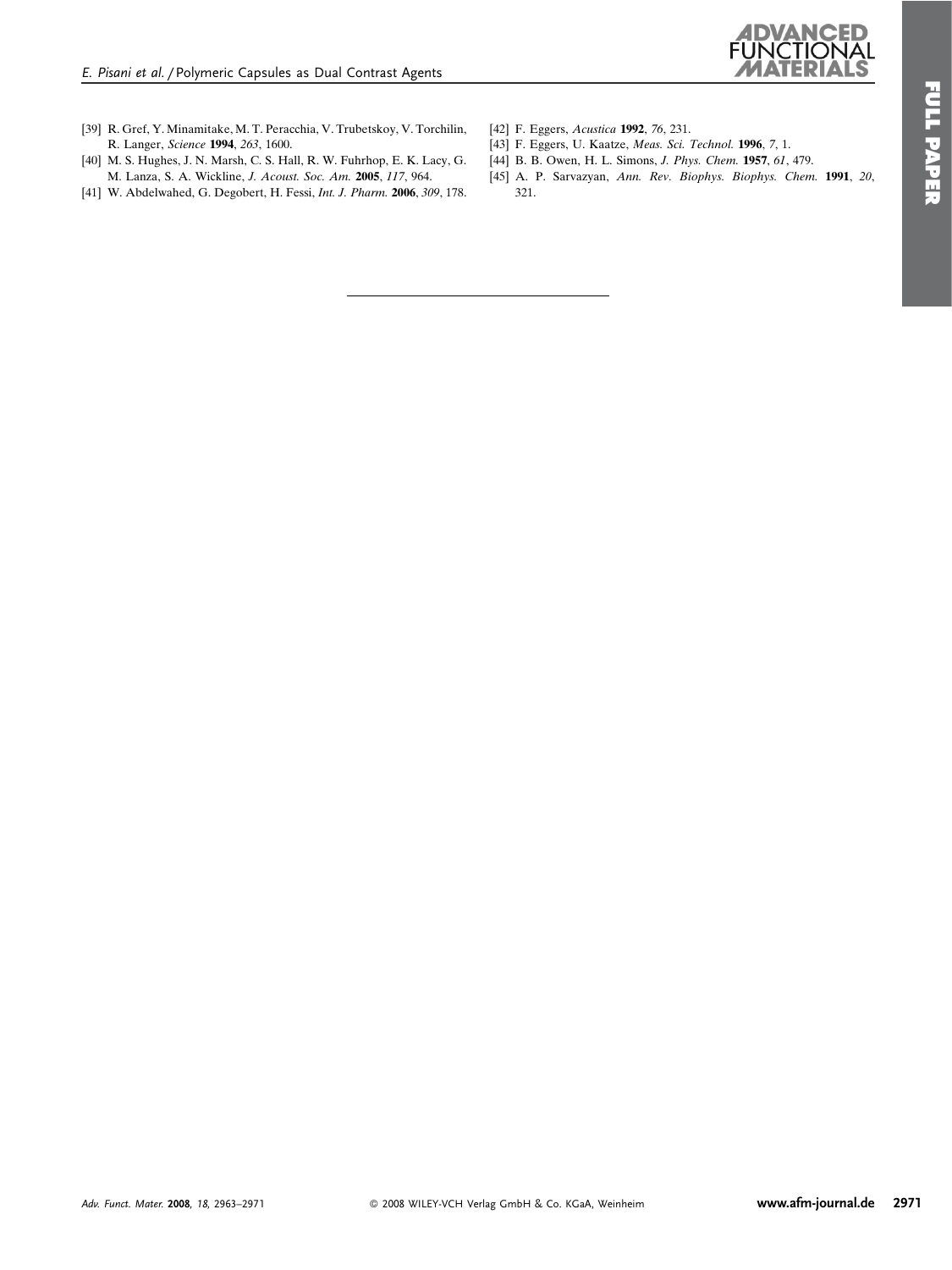[39] R. Gref, Y. Minamitake, M. T. Peracchia, V. Trubetskoy, V. Torchilin, R. Langer, *Science* **1994**, *263*, 1600.

[40] M. S. Hughes, J. N. Marsh, C. S. Hall, R. W. Fuhrhop, E. K. Lacy, G. M. Lanza, S. A. Wickline, *J. Acoust. Soc. Am.* **2005**, *117*, 964.

[41] W. Abdelwahed, G. Degobert, H. Fessi, *Int. J. Pharm.* **2006**, *309*, 178.

[42] F. Eggers, *Acustica* **1992**, *76*, 231.

[43] F. Eggers, U. Kaatze, *Meas. Sci. Technol.* **1996**, *7*, 1.

[44] B. B. Owen, H. L. Simons, *J. Phys. Chem.* **1957**, *61*, 479.

[45] A. P. Sarvazyan, *Ann. Rev. Biophys. Biophys. Chem.* **1991**, *20*, 321.